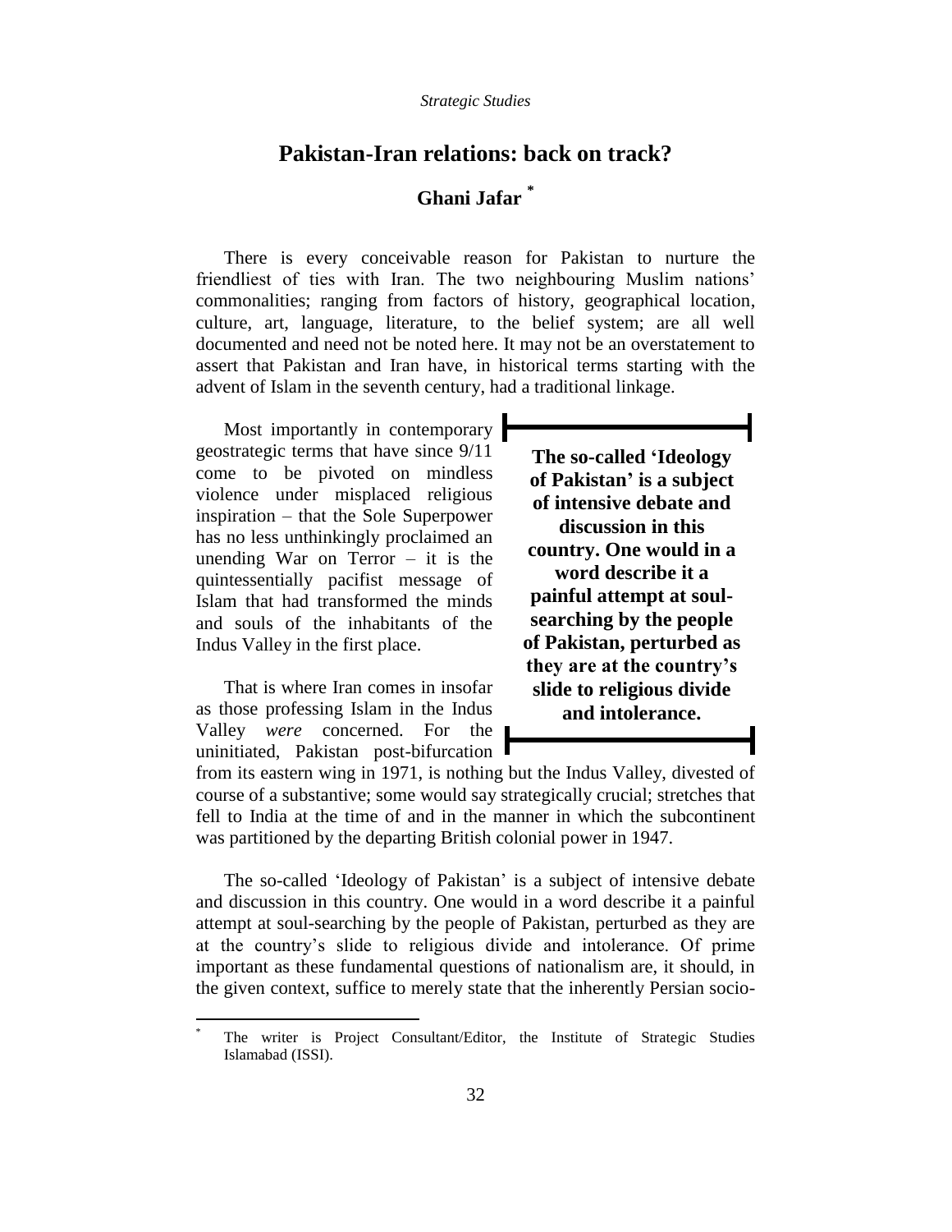# Pakistan-Iran relations: back on track?

## Ghani Jafar [*]

There is every conceivable reason for Pakistan to nurture the friendliest of ties with Iran. The two neighbouring Muslim nations' commonalities; ranging from factors of history, geographical location, culture, art, language, literature, to the belief system; are all well documented and need not be noted here. It may not be an overstatement to assert that Pakistan and Iran have, in historical terms starting with the advent of Islam in the seventh century, had a traditional linkage.

Most importantly in contemporary geostrategic terms that have since 9/11 come to be pivoted on mindless violence under misplaced religious inspiration – that the Sole Superpower has no less unthinkingly proclaimed an unending War on Terror – it is the quintessentially pacifist message of Islam that had transformed the minds and souls of the inhabitants of the Indus Valley in the first place.

That is where Iran comes in insofar as those professing Islam in the Indus Valley *were* concerned. For the uninitiated, Pakistan post-bifurcation from its eastern wing in 1971, is nothing but the Indus Valley, divested of course of a substantive; some would say strategically crucial; stretches that fell to India at the time of and in the manner in which the subcontinent was partitioned by the departing British colonial power in 1947.

The so-called 'Ideology of Pakistan' is a subject of intensive debate and discussion in this country. One would in a word describe it a painful attempt at soul-searching by the people of Pakistan, perturbed as they are at the country's slide to religious divide and intolerance. Of prime important as these fundamental questions of nationalism are, it should, in the given context, suffice to merely state that the inherently Persian socio-

[*] The writer is Project Consultant/Editor, the Institute of Strategic Studies Islamabad (ISSI).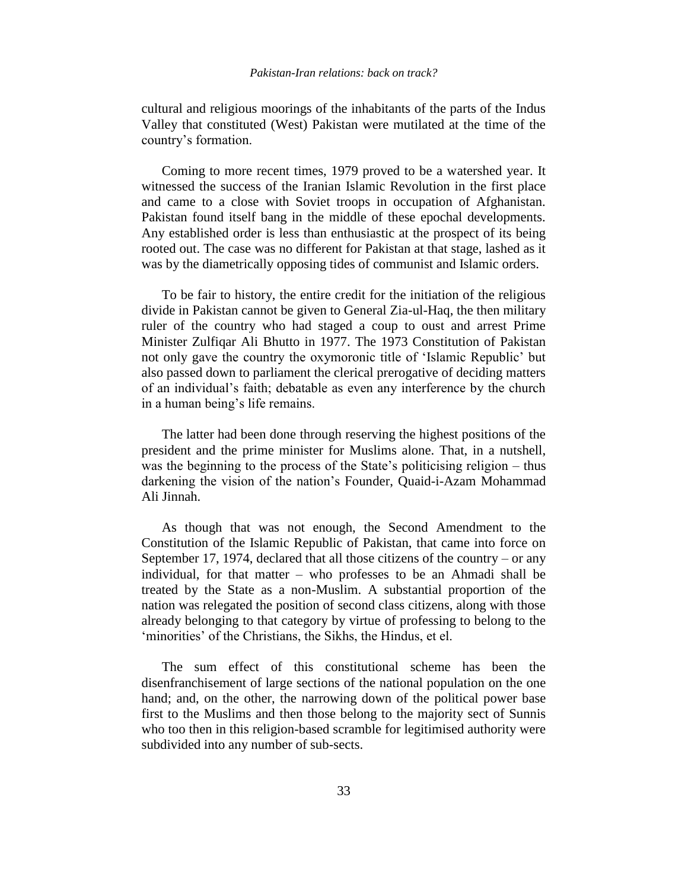cultural and religious moorings of the inhabitants of the parts of the Indus Valley that constituted (West) Pakistan were mutilated at the time of the country's formation.

Coming to more recent times, 1979 proved to be a watershed year. It witnessed the success of the Iranian Islamic Revolution in the first place and came to a close with Soviet troops in occupation of Afghanistan. Pakistan found itself bang in the middle of these epochal developments. Any established order is less than enthusiastic at the prospect of its being rooted out. The case was no different for Pakistan at that stage, lashed as it was by the diametrically opposing tides of communist and Islamic orders.

To be fair to history, the entire credit for the initiation of the religious divide in Pakistan cannot be given to General Zia-ul-Haq, the then military ruler of the country who had staged a coup to oust and arrest Prime Minister Zulfiqar Ali Bhutto in 1977. The 1973 Constitution of Pakistan not only gave the country the oxymoronic title of 'Islamic Republic' but also passed down to parliament the clerical prerogative of deciding matters of an individual's faith; debatable as even any interference by the church in a human being's life remains.

The latter had been done through reserving the highest positions of the president and the prime minister for Muslims alone. That, in a nutshell, was the beginning to the process of the State's politicising religion – thus darkening the vision of the nation's Founder, Quaid-i-Azam Mohammad Ali Jinnah.

As though that was not enough, the Second Amendment to the Constitution of the Islamic Republic of Pakistan, that came into force on September 17, 1974, declared that all those citizens of the country – or any individual, for that matter – who professes to be an Ahmadi shall be treated by the State as a non-Muslim. A substantial proportion of the nation was relegated the position of second class citizens, along with those already belonging to that category by virtue of professing to belong to the 'minorities' of the Christians, the Sikhs, the Hindus, et el.

The sum effect of this constitutional scheme has been the disenfranchisement of large sections of the national population on the one hand; and, on the other, the narrowing down of the political power base first to the Muslims and then those belong to the majority sect of Sunnis who too then in this religion-based scramble for legitimised authority were subdivided into any number of sub-sects.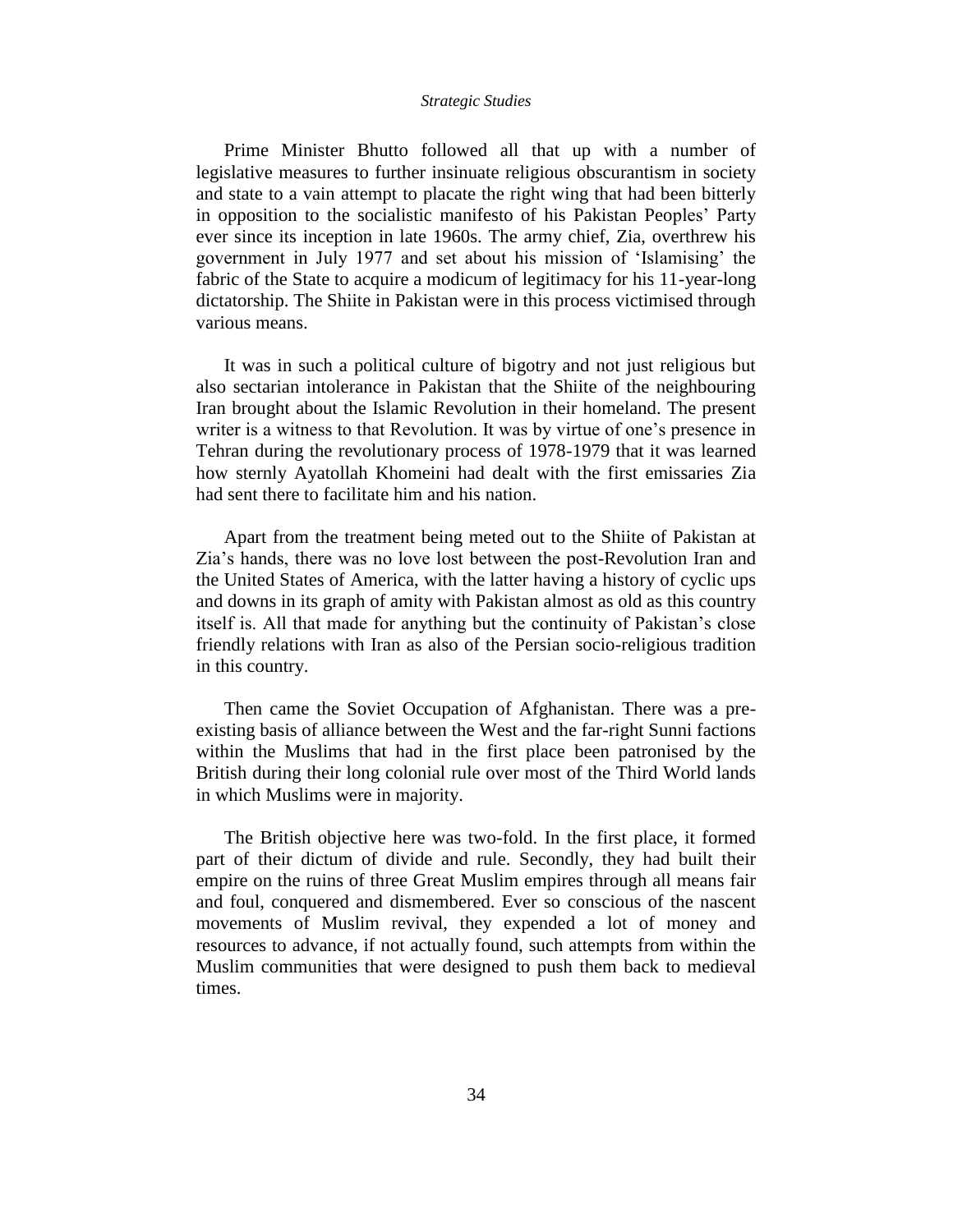Prime Minister Bhutto followed all that up with a number of legislative measures to further insinuate religious obscurantism in society and state to a vain attempt to placate the right wing that had been bitterly in opposition to the socialistic manifesto of his Pakistan Peoples' Party ever since its inception in late 1960s. The army chief, Zia, overthrew his government in July 1977 and set about his mission of 'Islamising' the fabric of the State to acquire a modicum of legitimacy for his 11-year-long dictatorship. The Shiite in Pakistan were in this process victimised through various means.

It was in such a political culture of bigotry and not just religious but also sectarian intolerance in Pakistan that the Shiite of the neighbouring Iran brought about the Islamic Revolution in their homeland. The present writer is a witness to that Revolution. It was by virtue of one's presence in Tehran during the revolutionary process of 1978-1979 that it was learned how sternly Ayatollah Khomeini had dealt with the first emissaries Zia had sent there to facilitate him and his nation.

Apart from the treatment being meted out to the Shiite of Pakistan at Zia's hands, there was no love lost between the post-Revolution Iran and the United States of America, with the latter having a history of cyclic ups and downs in its graph of amity with Pakistan almost as old as this country itself is. All that made for anything but the continuity of Pakistan's close friendly relations with Iran as also of the Persian socio-religious tradition in this country.

Then came the Soviet Occupation of Afghanistan. There was a pre-existing basis of alliance between the West and the far-right Sunni factions within the Muslims that had in the first place been patronised by the British during their long colonial rule over most of the Third World lands in which Muslims were in majority.

The British objective here was two-fold. In the first place, it formed part of their dictum of divide and rule. Secondly, they had built their empire on the ruins of three Great Muslim empires through all means fair and foul, conquered and dismembered. Ever so conscious of the nascent movements of Muslim revival, they expended a lot of money and resources to advance, if not actually found, such attempts from within the Muslim communities that were designed to push them back to medieval times.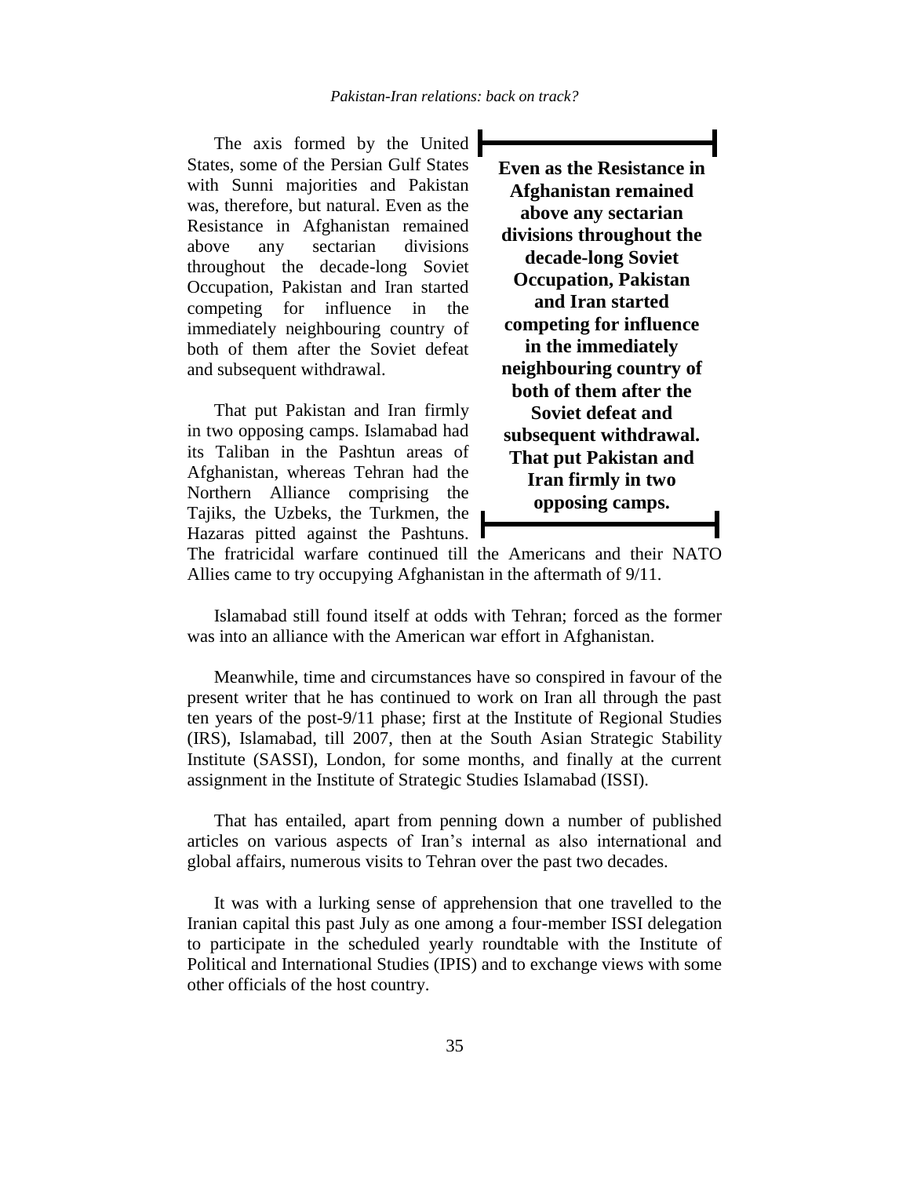The axis formed by the United States, some of the Persian Gulf States with Sunni majorities and Pakistan was, therefore, but natural. Even as the Resistance in Afghanistan remained above any sectarian divisions throughout the decade-long Soviet Occupation, Pakistan and Iran started competing for influence in the immediately neighbouring country of both of them after the Soviet defeat and subsequent withdrawal.

> **Even as the Resistance in Afghanistan remained above any sectarian divisions throughout the decade-long Soviet Occupation, Pakistan and Iran started competing for influence in the immediately neighbouring country of both of them after the Soviet defeat and subsequent withdrawal. That put Pakistan and Iran firmly in two opposing camps.**

That put Pakistan and Iran firmly in two opposing camps. Islamabad had its Taliban in the Pashtun areas of Afghanistan, whereas Tehran had the Northern Alliance comprising the Tajiks, the Uzbeks, the Turkmen, the Hazaras pitted against the Pashtuns. The fratricidal warfare continued till the Americans and their NATO Allies came to try occupying Afghanistan in the aftermath of 9/11.

Islamabad still found itself at odds with Tehran; forced as the former was into an alliance with the American war effort in Afghanistan.

Meanwhile, time and circumstances have so conspired in favour of the present writer that he has continued to work on Iran all through the past ten years of the post-9/11 phase; first at the Institute of Regional Studies (IRS), Islamabad, till 2007, then at the South Asian Strategic Stability Institute (SASSI), London, for some months, and finally at the current assignment in the Institute of Strategic Studies Islamabad (ISSI).

That has entailed, apart from penning down a number of published articles on various aspects of Iran's internal as also international and global affairs, numerous visits to Tehran over the past two decades.

It was with a lurking sense of apprehension that one travelled to the Iranian capital this past July as one among a four-member ISSI delegation to participate in the scheduled yearly roundtable with the Institute of Political and International Studies (IPIS) and to exchange views with some other officials of the host country.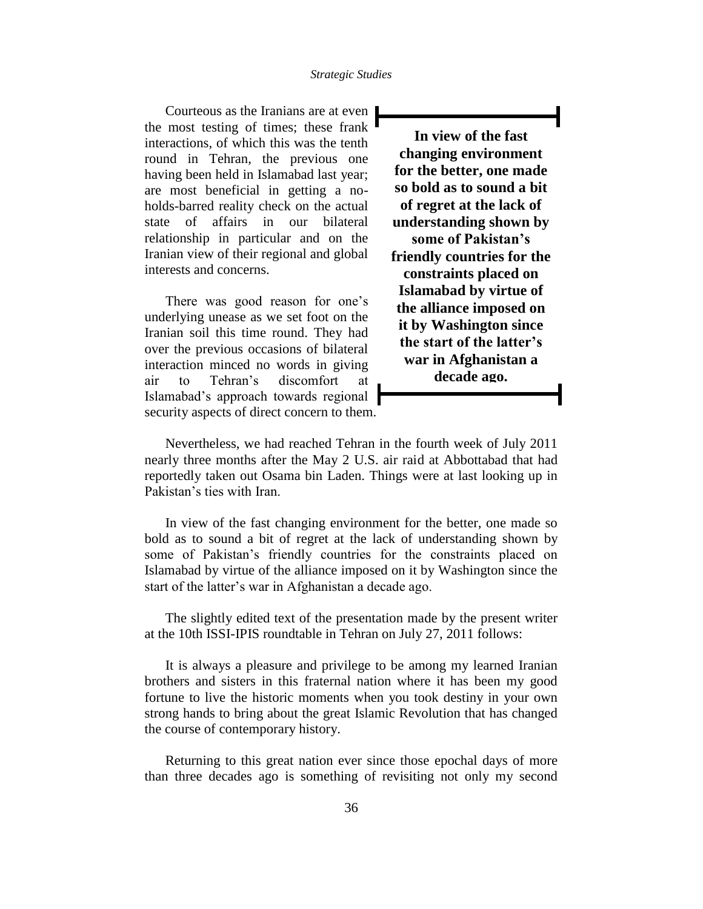Courteous as the Iranians are at even the most testing of times; these frank interactions, of which this was the tenth round in Tehran, the previous one having been held in Islamabad last year; are most beneficial in getting a no-holds-barred reality check on the actual state of affairs in our bilateral relationship in particular and on the Iranian view of their regional and global interests and concerns.

> **In view of the fast changing environment for the better, one made so bold as to sound a bit of regret at the lack of understanding shown by some of Pakistan's friendly countries for the constraints placed on Islamabad by virtue of the alliance imposed on it by Washington since the start of the latter's war in Afghanistan a decade ago.**

There was good reason for one's underlying unease as we set foot on the Iranian soil this time round. They had over the previous occasions of bilateral interaction minced no words in giving air to Tehran's discomfort at Islamabad's approach towards regional security aspects of direct concern to them.

Nevertheless, we had reached Tehran in the fourth week of July 2011 nearly three months after the May 2 U.S. air raid at Abbottabad that had reportedly taken out Osama bin Laden. Things were at last looking up in Pakistan's ties with Iran.

In view of the fast changing environment for the better, one made so bold as to sound a bit of regret at the lack of understanding shown by some of Pakistan's friendly countries for the constraints placed on Islamabad by virtue of the alliance imposed on it by Washington since the start of the latter's war in Afghanistan a decade ago.

The slightly edited text of the presentation made by the present writer at the 10th ISSI-IPIS roundtable in Tehran on July 27, 2011 follows:

It is always a pleasure and privilege to be among my learned Iranian brothers and sisters in this fraternal nation where it has been my good fortune to live the historic moments when you took destiny in your own strong hands to bring about the great Islamic Revolution that has changed the course of contemporary history.

Returning to this great nation ever since those epochal days of more than three decades ago is something of revisiting not only my second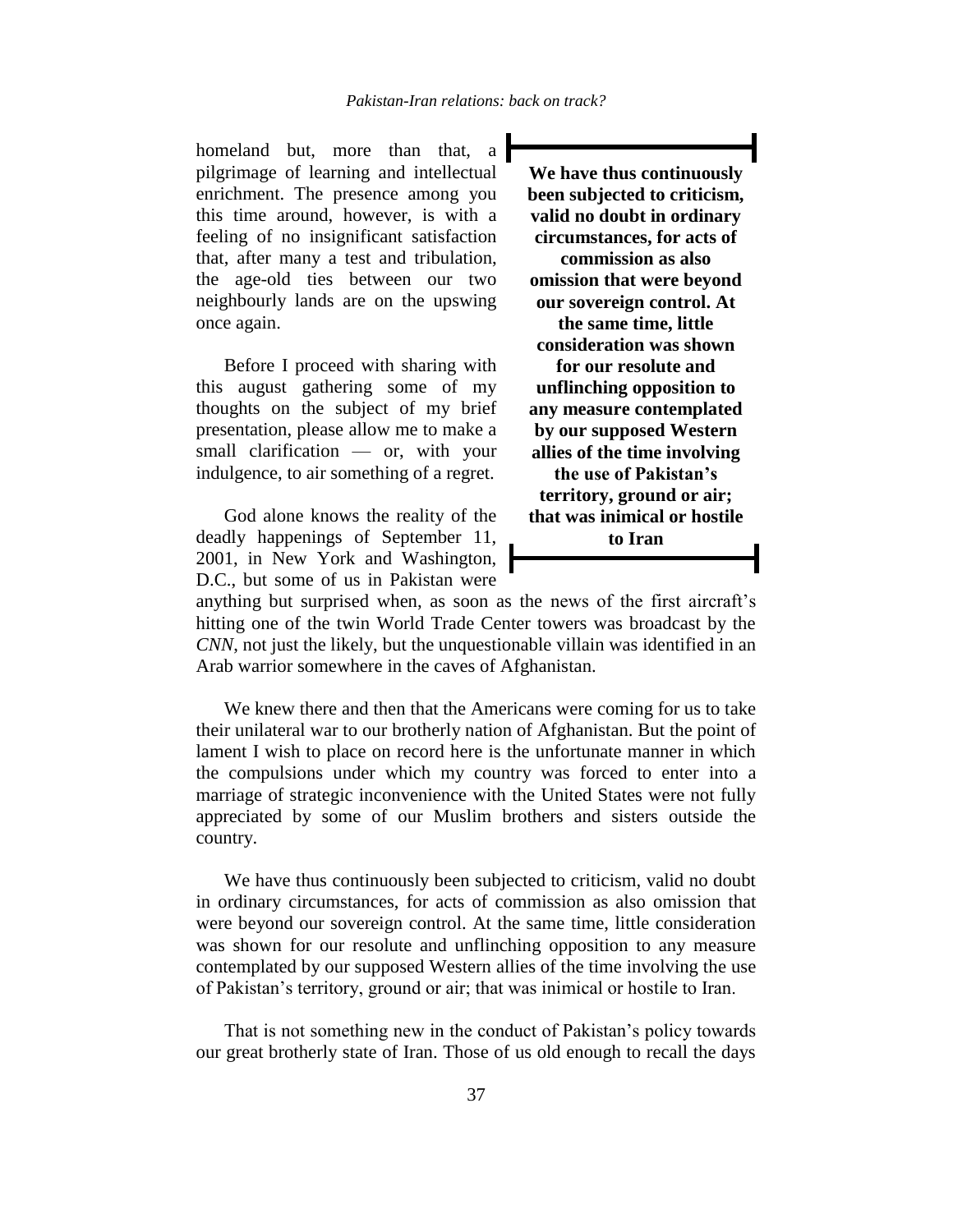homeland but, more than that, a pilgrimage of learning and intellectual enrichment. The presence among you this time around, however, is with a feeling of no insignificant satisfaction that, after many a test and tribulation, the age-old ties between our two neighbourly lands are on the upswing once again.

> **We have thus continuously been subjected to criticism, valid no doubt in ordinary circumstances, for acts of commission as also omission that were beyond our sovereign control. At the same time, little consideration was shown for our resolute and unflinching opposition to any measure contemplated by our supposed Western allies of the time involving the use of Pakistan's territory, ground or air; that was inimical or hostile to Iran**

Before I proceed with sharing with this august gathering some of my thoughts on the subject of my brief presentation, please allow me to make a small clarification — or, with your indulgence, to air something of a regret.

God alone knows the reality of the deadly happenings of September 11, 2001, in New York and Washington, D.C., but some of us in Pakistan were anything but surprised when, as soon as the news of the first aircraft's hitting one of the twin World Trade Center towers was broadcast by the *CNN*, not just the likely, but the unquestionable villain was identified in an Arab warrior somewhere in the caves of Afghanistan.

We knew there and then that the Americans were coming for us to take their unilateral war to our brotherly nation of Afghanistan. But the point of lament I wish to place on record here is the unfortunate manner in which the compulsions under which my country was forced to enter into a marriage of strategic inconvenience with the United States were not fully appreciated by some of our Muslim brothers and sisters outside the country.

We have thus continuously been subjected to criticism, valid no doubt in ordinary circumstances, for acts of commission as also omission that were beyond our sovereign control. At the same time, little consideration was shown for our resolute and unflinching opposition to any measure contemplated by our supposed Western allies of the time involving the use of Pakistan's territory, ground or air; that was inimical or hostile to Iran.

That is not something new in the conduct of Pakistan's policy towards our great brotherly state of Iran. Those of us old enough to recall the days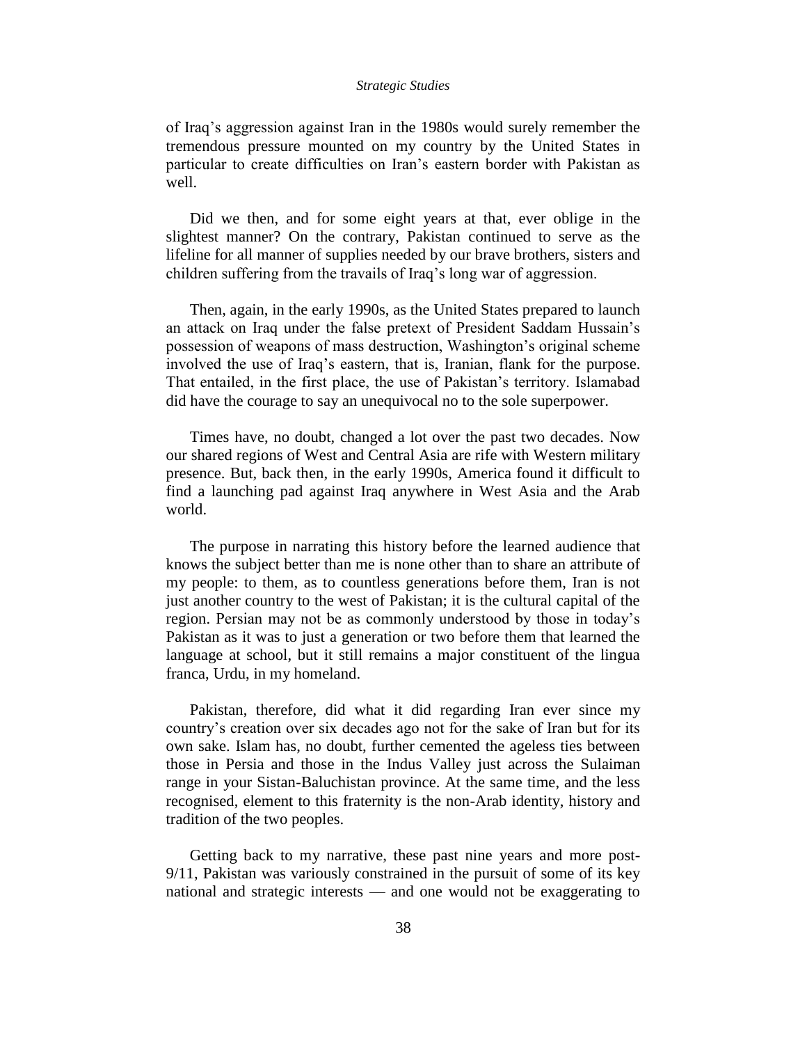of Iraq's aggression against Iran in the 1980s would surely remember the tremendous pressure mounted on my country by the United States in particular to create difficulties on Iran's eastern border with Pakistan as well.

Did we then, and for some eight years at that, ever oblige in the slightest manner? On the contrary, Pakistan continued to serve as the lifeline for all manner of supplies needed by our brave brothers, sisters and children suffering from the travails of Iraq's long war of aggression.

Then, again, in the early 1990s, as the United States prepared to launch an attack on Iraq under the false pretext of President Saddam Hussain's possession of weapons of mass destruction, Washington's original scheme involved the use of Iraq's eastern, that is, Iranian, flank for the purpose. That entailed, in the first place, the use of Pakistan's territory. Islamabad did have the courage to say an unequivocal no to the sole superpower.

Times have, no doubt, changed a lot over the past two decades. Now our shared regions of West and Central Asia are rife with Western military presence. But, back then, in the early 1990s, America found it difficult to find a launching pad against Iraq anywhere in West Asia and the Arab world.

The purpose in narrating this history before the learned audience that knows the subject better than me is none other than to share an attribute of my people: to them, as to countless generations before them, Iran is not just another country to the west of Pakistan; it is the cultural capital of the region. Persian may not be as commonly understood by those in today's Pakistan as it was to just a generation or two before them that learned the language at school, but it still remains a major constituent of the lingua franca, Urdu, in my homeland.

Pakistan, therefore, did what it did regarding Iran ever since my country's creation over six decades ago not for the sake of Iran but for its own sake. Islam has, no doubt, further cemented the ageless ties between those in Persia and those in the Indus Valley just across the Sulaiman range in your Sistan-Baluchistan province. At the same time, and the less recognised, element to this fraternity is the non-Arab identity, history and tradition of the two peoples.

Getting back to my narrative, these past nine years and more post-9/11, Pakistan was variously constrained in the pursuit of some of its key national and strategic interests — and one would not be exaggerating to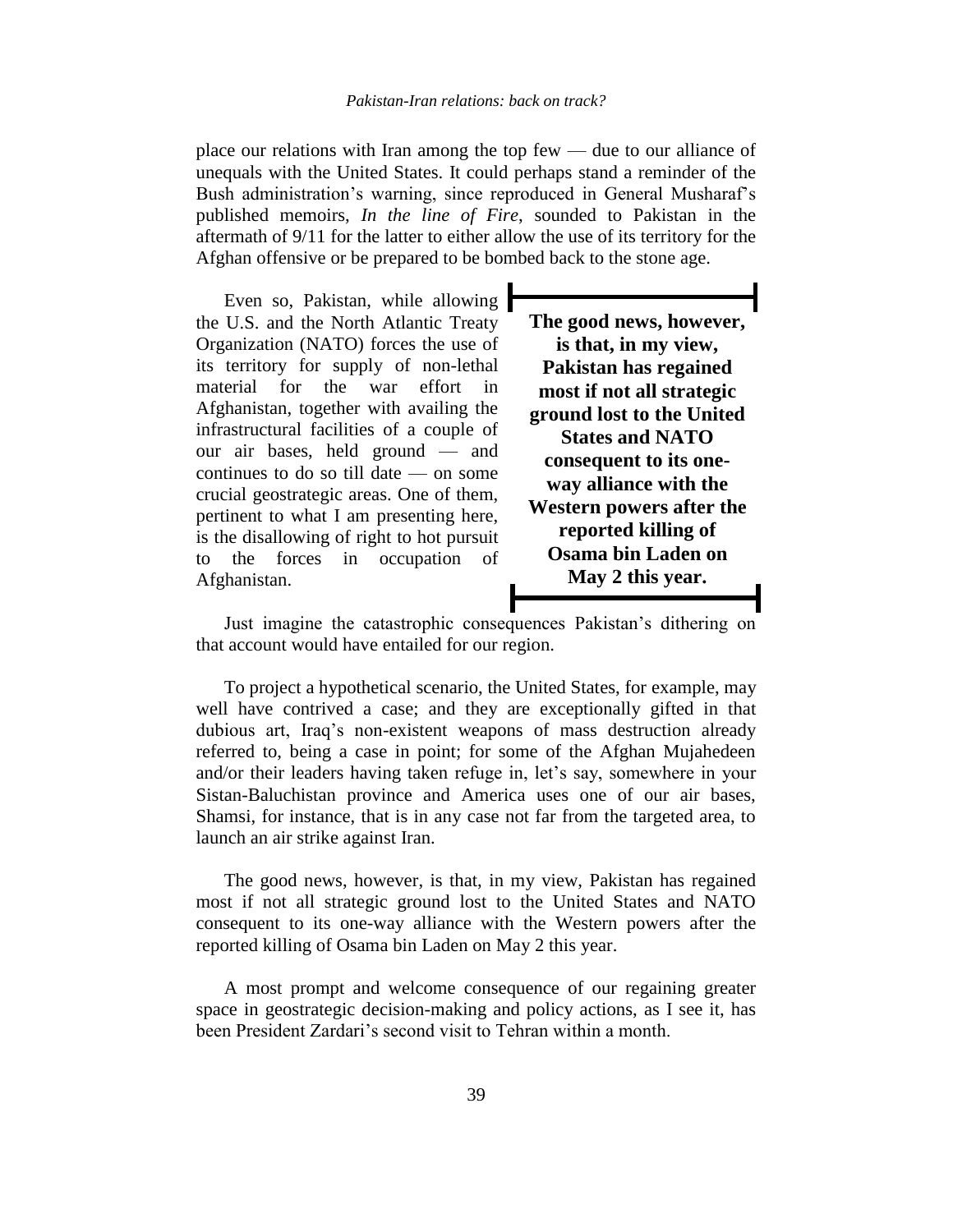place our relations with Iran among the top few — due to our alliance of unequals with the United States. It could perhaps stand a reminder of the Bush administration's warning, since reproduced in General Musharaf's published memoirs, *In the line of Fire*, sounded to Pakistan in the aftermath of 9/11 for the latter to either allow the use of its territory for the Afghan offensive or be prepared to be bombed back to the stone age.

Even so, Pakistan, while allowing the U.S. and the North Atlantic Treaty Organization (NATO) forces the use of its territory for supply of non-lethal material for the war effort in Afghanistan, together with availing the infrastructural facilities of a couple of our air bases, held ground — and continues to do so till date — on some crucial geostrategic areas. One of them, pertinent to what I am presenting here, is the disallowing of right to hot pursuit to the forces in occupation of Afghanistan.

**The good news, however, is that, in my view, Pakistan has regained most if not all strategic ground lost to the United States and NATO consequent to its one-way alliance with the Western powers after the reported killing of Osama bin Laden on May 2 this year.**

Just imagine the catastrophic consequences Pakistan's dithering on that account would have entailed for our region.

To project a hypothetical scenario, the United States, for example, may well have contrived a case; and they are exceptionally gifted in that dubious art, Iraq's non-existent weapons of mass destruction already referred to, being a case in point; for some of the Afghan Mujahedeen and/or their leaders having taken refuge in, let's say, somewhere in your Sistan-Baluchistan province and America uses one of our air bases, Shamsi, for instance, that is in any case not far from the targeted area, to launch an air strike against Iran.

The good news, however, is that, in my view, Pakistan has regained most if not all strategic ground lost to the United States and NATO consequent to its one-way alliance with the Western powers after the reported killing of Osama bin Laden on May 2 this year.

A most prompt and welcome consequence of our regaining greater space in geostrategic decision-making and policy actions, as I see it, has been President Zardari's second visit to Tehran within a month.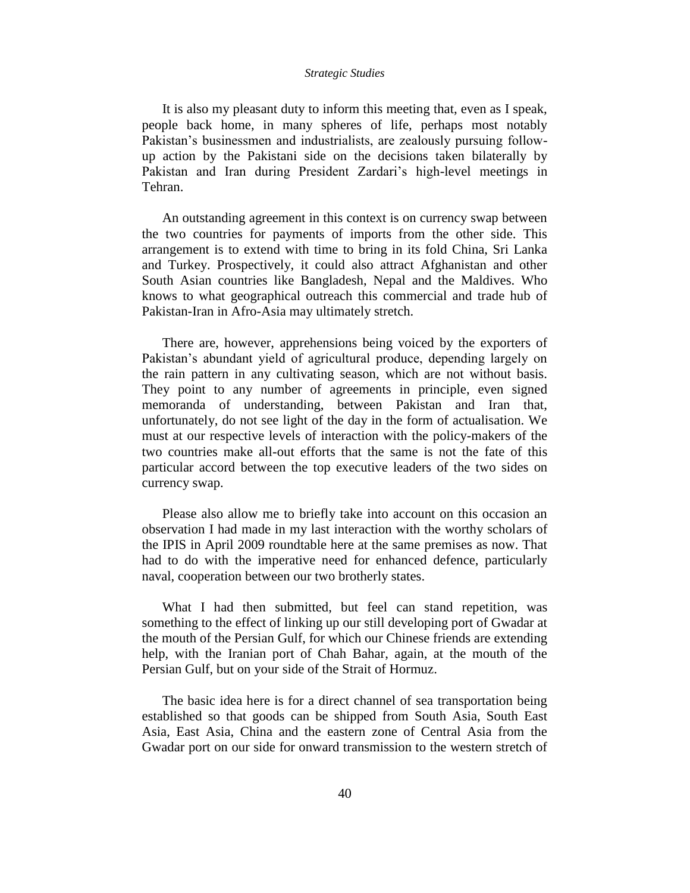It is also my pleasant duty to inform this meeting that, even as I speak, people back home, in many spheres of life, perhaps most notably Pakistan's businessmen and industrialists, are zealously pursuing follow-up action by the Pakistani side on the decisions taken bilaterally by Pakistan and Iran during President Zardari's high-level meetings in Tehran.

An outstanding agreement in this context is on currency swap between the two countries for payments of imports from the other side. This arrangement is to extend with time to bring in its fold China, Sri Lanka and Turkey. Prospectively, it could also attract Afghanistan and other South Asian countries like Bangladesh, Nepal and the Maldives. Who knows to what geographical outreach this commercial and trade hub of Pakistan-Iran in Afro-Asia may ultimately stretch.

There are, however, apprehensions being voiced by the exporters of Pakistan's abundant yield of agricultural produce, depending largely on the rain pattern in any cultivating season, which are not without basis. They point to any number of agreements in principle, even signed memoranda of understanding, between Pakistan and Iran that, unfortunately, do not see light of the day in the form of actualisation. We must at our respective levels of interaction with the policy-makers of the two countries make all-out efforts that the same is not the fate of this particular accord between the top executive leaders of the two sides on currency swap.

Please also allow me to briefly take into account on this occasion an observation I had made in my last interaction with the worthy scholars of the IPIS in April 2009 roundtable here at the same premises as now. That had to do with the imperative need for enhanced defence, particularly naval, cooperation between our two brotherly states.

What I had then submitted, but feel can stand repetition, was something to the effect of linking up our still developing port of Gwadar at the mouth of the Persian Gulf, for which our Chinese friends are extending help, with the Iranian port of Chah Bahar, again, at the mouth of the Persian Gulf, but on your side of the Strait of Hormuz.

The basic idea here is for a direct channel of sea transportation being established so that goods can be shipped from South Asia, South East Asia, East Asia, China and the eastern zone of Central Asia from the Gwadar port on our side for onward transmission to the western stretch of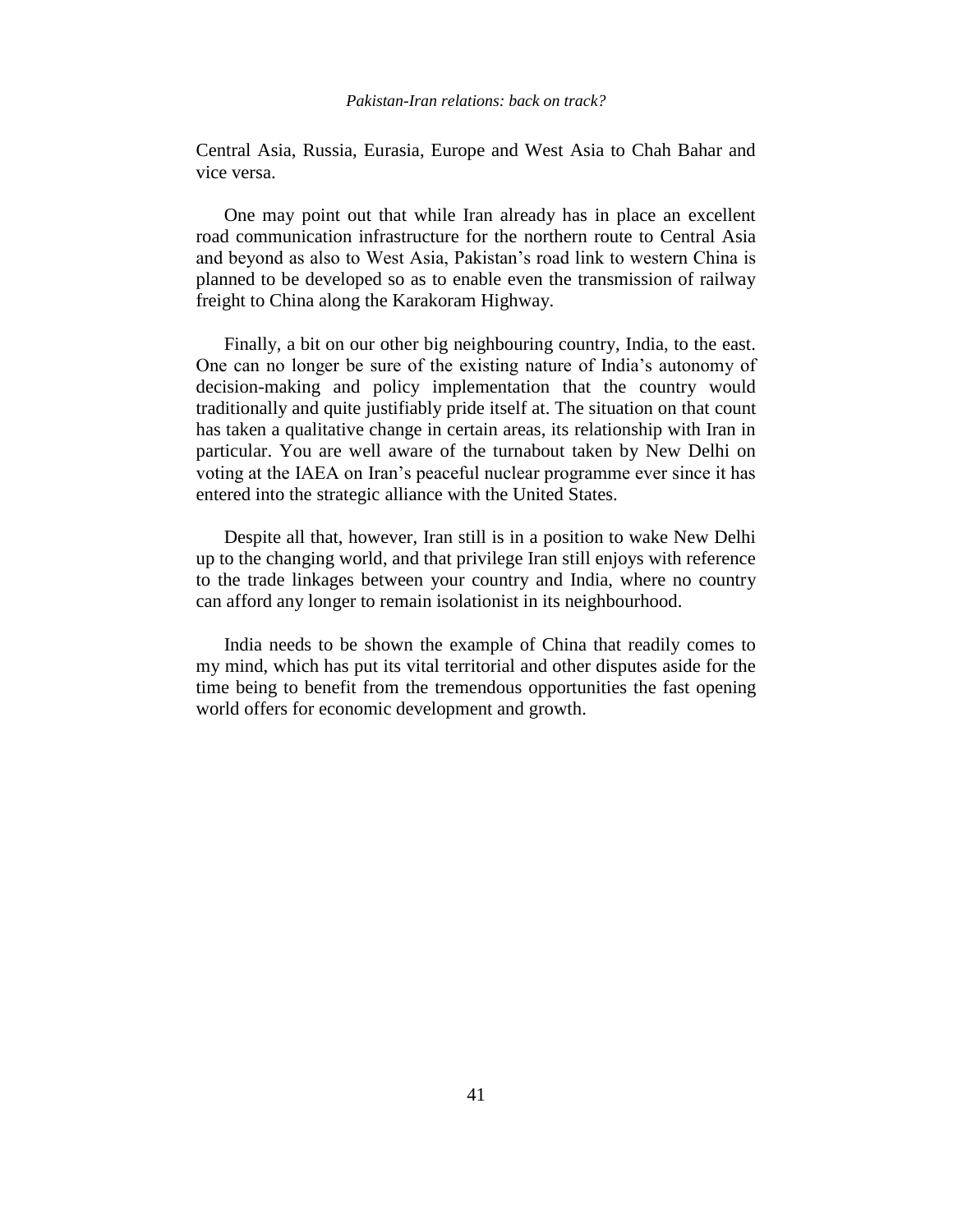Central Asia, Russia, Eurasia, Europe and West Asia to Chah Bahar and vice versa.

One may point out that while Iran already has in place an excellent road communication infrastructure for the northern route to Central Asia and beyond as also to West Asia, Pakistan's road link to western China is planned to be developed so as to enable even the transmission of railway freight to China along the Karakoram Highway.

Finally, a bit on our other big neighbouring country, India, to the east. One can no longer be sure of the existing nature of India's autonomy of decision-making and policy implementation that the country would traditionally and quite justifiably pride itself at. The situation on that count has taken a qualitative change in certain areas, its relationship with Iran in particular. You are well aware of the turnabout taken by New Delhi on voting at the IAEA on Iran's peaceful nuclear programme ever since it has entered into the strategic alliance with the United States.

Despite all that, however, Iran still is in a position to wake New Delhi up to the changing world, and that privilege Iran still enjoys with reference to the trade linkages between your country and India, where no country can afford any longer to remain isolationist in its neighbourhood.

India needs to be shown the example of China that readily comes to my mind, which has put its vital territorial and other disputes aside for the time being to benefit from the tremendous opportunities the fast opening world offers for economic development and growth.